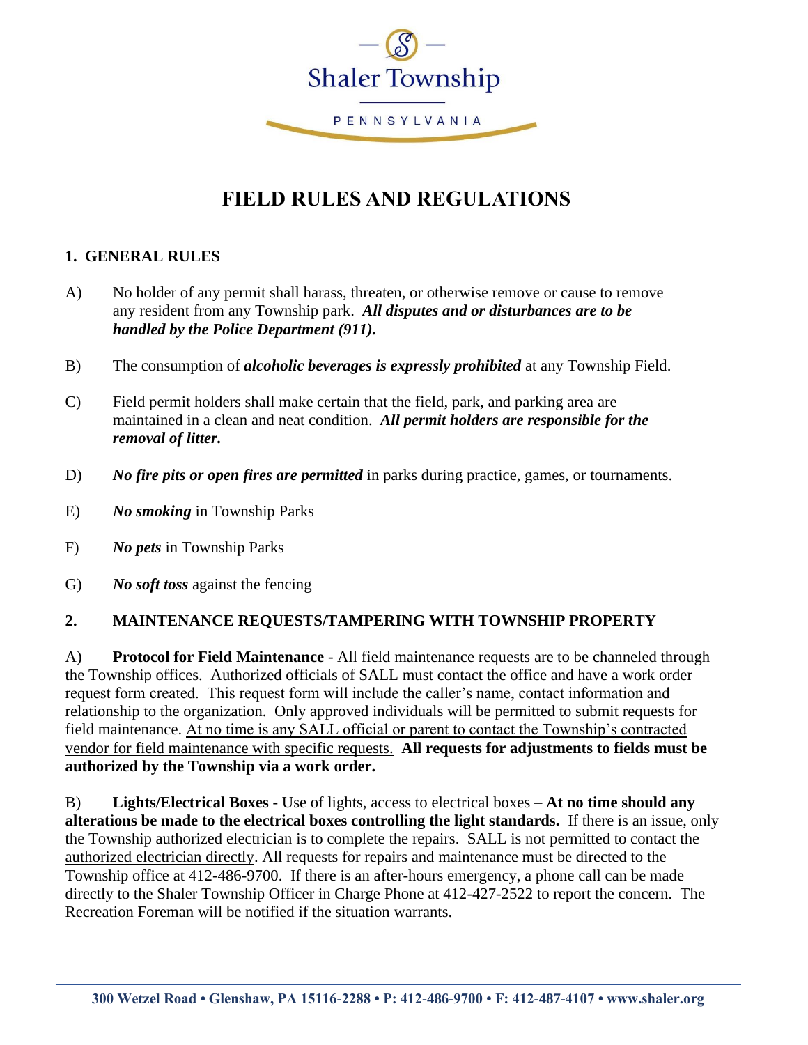Shaler Township

PENNSYLVANIA

# FIELD RULES AND REGULATIONS

## 1. GENERAL RULES

A) No holder of any permit shall harass, threaten, or otherwise remove or cause to remove any resident from any Township park. ***All disputes and or disturbances are to be handled by the Police Department (911).***

B) The consumption of ***alcoholic beverages is expressly prohibited*** at any Township Field.

C) Field permit holders shall make certain that the field, park, and parking area are maintained in a clean and neat condition. ***All permit holders are responsible for the removal of litter.***

D) ***No fire pits or open fires are permitted*** in parks during practice, games, or tournaments.

E) ***No smoking*** in Township Parks

F) ***No pets*** in Township Parks

G) ***No soft toss*** against the fencing

## 2. MAINTENANCE REQUESTS/TAMPERING WITH TOWNSHIP PROPERTY

A) **Protocol for Field Maintenance** - All field maintenance requests are to be channeled through the Township offices. Authorized officials of SALL must contact the office and have a work order request form created. This request form will include the caller's name, contact information and relationship to the organization. Only approved individuals will be permitted to submit requests for field maintenance. <u>At no time is any SALL official or parent to contact the Township's contracted vendor for field maintenance with specific requests.</u> **All requests for adjustments to fields must be authorized by the Township via a work order.**

B) **Lights/Electrical Boxes** - Use of lights, access to electrical boxes – **At no time should any alterations be made to the electrical boxes controlling the light standards.** If there is an issue, only the Township authorized electrician is to complete the repairs. <u>SALL is not permitted to contact the authorized electrician directly</u>. All requests for repairs and maintenance must be directed to the Township office at 412-486-9700. If there is an after-hours emergency, a phone call can be made directly to the Shaler Township Officer in Charge Phone at 412-427-2522 to report the concern. The Recreation Foreman will be notified if the situation warrants.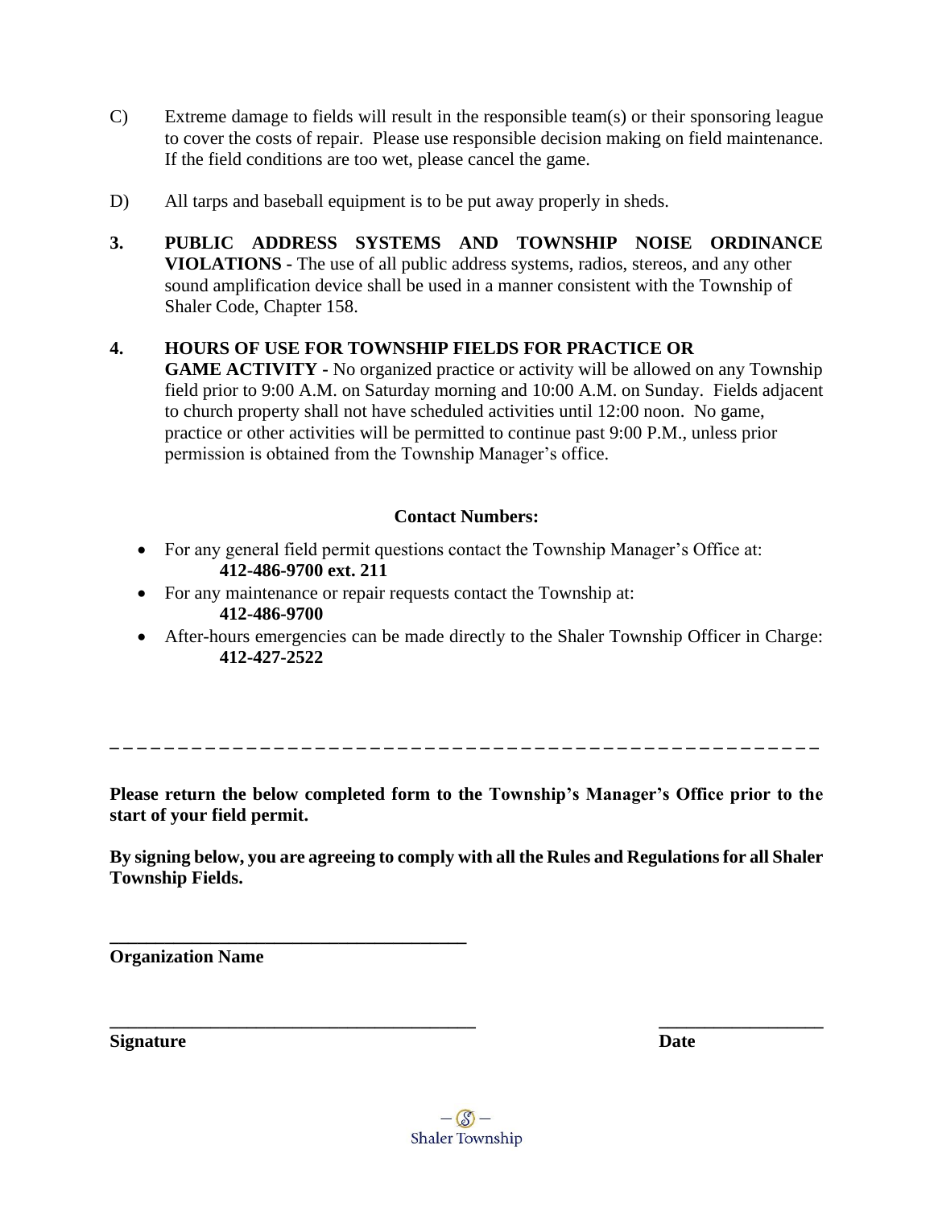C) Extreme damage to fields will result in the responsible team(s) or their sponsoring league to cover the costs of repair. Please use responsible decision making on field maintenance. If the field conditions are too wet, please cancel the game.

D) All tarps and baseball equipment is to be put away properly in sheds.

**3. PUBLIC ADDRESS SYSTEMS AND TOWNSHIP NOISE ORDINANCE VIOLATIONS -** The use of all public address systems, radios, stereos, and any other sound amplification device shall be used in a manner consistent with the Township of Shaler Code, Chapter 158.

**4. HOURS OF USE FOR TOWNSHIP FIELDS FOR PRACTICE OR GAME ACTIVITY -** No organized practice or activity will be allowed on any Township field prior to 9:00 A.M. on Saturday morning and 10:00 A.M. on Sunday. Fields adjacent to church property shall not have scheduled activities until 12:00 noon. No game, practice or other activities will be permitted to continue past 9:00 P.M., unless prior permission is obtained from the Township Manager's office.

**Contact Numbers:**

- For any general field permit questions contact the Township Manager's Office at: **412-486-9700 ext. 211**
- For any maintenance or repair requests contact the Township at: **412-486-9700**
- After-hours emergencies can be made directly to the Shaler Township Officer in Charge: **412-427-2522**

- - - - - - - - - - - - - - - - - - - - - - - - - - - - - - - - - - - - - - - - - - - - - - - - - - - -

**Please return the below completed form to the Township's Manager's Office prior to the start of your field permit.**

**By signing below, you are agreeing to comply with all the Rules and Regulations for all Shaler Township Fields.**

______________________________________

**Organization Name**

______________________________________ ________________

**Signature** **Date**